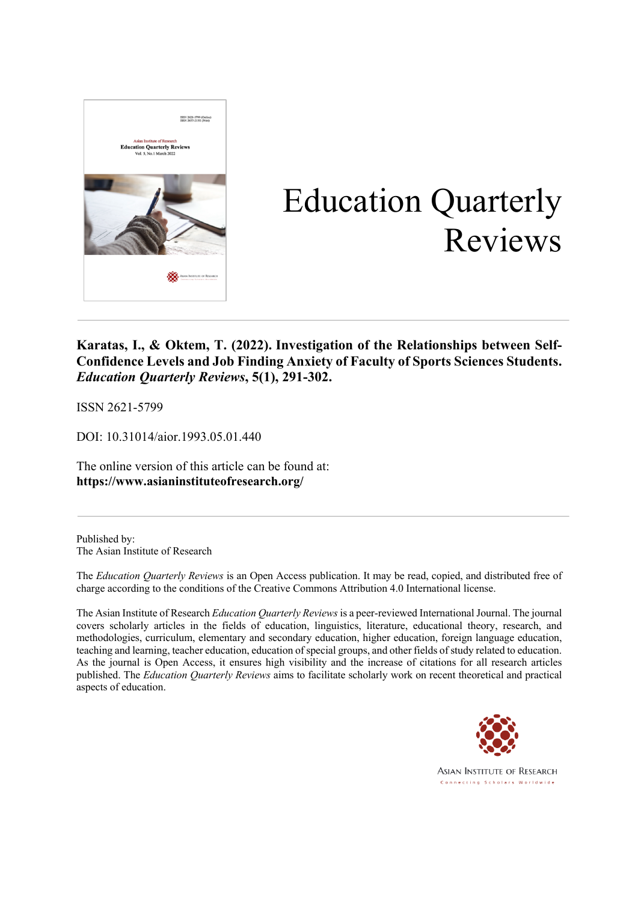# Education Quarterly Reviews

**Karatas, I., & Oktem, T. (2022). Investigation of the Relationships between Self-Confidence Levels and Job Finding Anxiety of Faculty of Sports Sciences Students. *Education Quarterly Reviews*, 5(1), 291-302.**

ISSN 2621-5799

DOI: 10.31014/aior.1993.05.01.440

The online version of this article can be found at:
**https://www.asianinstituteofresearch.org/**

Published by:
The Asian Institute of Research

The *Education Quarterly Reviews* is an Open Access publication. It may be read, copied, and distributed free of charge according to the conditions of the Creative Commons Attribution 4.0 International license.

The Asian Institute of Research *Education Quarterly Reviews* is a peer-reviewed International Journal. The journal covers scholarly articles in the fields of education, linguistics, literature, educational theory, research, and methodologies, curriculum, elementary and secondary education, higher education, foreign language education, teaching and learning, teacher education, education of special groups, and other fields of study related to education. As the journal is Open Access, it ensures high visibility and the increase of citations for all research articles published. The *Education Quarterly Reviews* aims to facilitate scholarly work on recent theoretical and practical aspects of education.

ASIAN INSTITUTE OF RESEARCH
Connecting Scholars Worldwide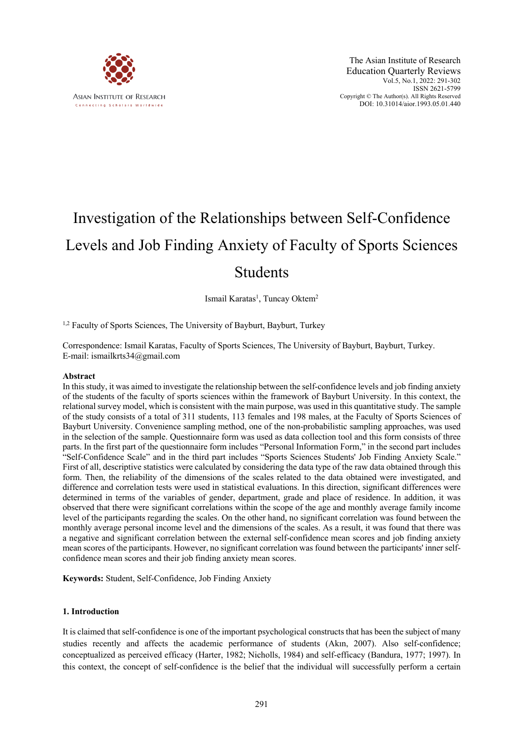# Investigation of the Relationships between Self-Confidence Levels and Job Finding Anxiety of Faculty of Sports Sciences Students

Ismail Karatas[1], Tuncay Oktem[2]

[1,2] Faculty of Sports Sciences, The University of Bayburt, Bayburt, Turkey

Correspondence: Ismail Karatas, Faculty of Sports Sciences, The University of Bayburt, Bayburt, Turkey.
E-mail: ismailkrts34@gmail.com

### Abstract

In this study, it was aimed to investigate the relationship between the self-confidence levels and job finding anxiety of the students of the faculty of sports sciences within the framework of Bayburt University. In this context, the relational survey model, which is consistent with the main purpose, was used in this quantitative study. The sample of the study consists of a total of 311 students, 113 females and 198 males, at the Faculty of Sports Sciences of Bayburt University. Convenience sampling method, one of the non-probabilistic sampling approaches, was used in the selection of the sample. Questionnaire form was used as data collection tool and this form consists of three parts. In the first part of the questionnaire form includes "Personal Information Form," in the second part includes "Self-Confidence Scale" and in the third part includes "Sports Sciences Students' Job Finding Anxiety Scale." First of all, descriptive statistics were calculated by considering the data type of the raw data obtained through this form. Then, the reliability of the dimensions of the scales related to the data obtained were investigated, and difference and correlation tests were used in statistical evaluations. In this direction, significant differences were determined in terms of the variables of gender, department, grade and place of residence. In addition, it was observed that there were significant correlations within the scope of the age and monthly average family income level of the participants regarding the scales. On the other hand, no significant correlation was found between the monthly average personal income level and the dimensions of the scales. As a result, it was found that there was a negative and significant correlation between the external self-confidence mean scores and job finding anxiety mean scores of the participants. However, no significant correlation was found between the participants' inner self-confidence mean scores and their job finding anxiety mean scores.

**Keywords:** Student, Self-Confidence, Job Finding Anxiety

## 1. Introduction

It is claimed that self-confidence is one of the important psychological constructs that has been the subject of many studies recently and affects the academic performance of students (Akın, 2007). Also self-confidence; conceptualized as perceived efficacy (Harter, 1982; Nicholls, 1984) and self-efficacy (Bandura, 1977; 1997). In this context, the concept of self-confidence is the belief that the individual will successfully perform a certain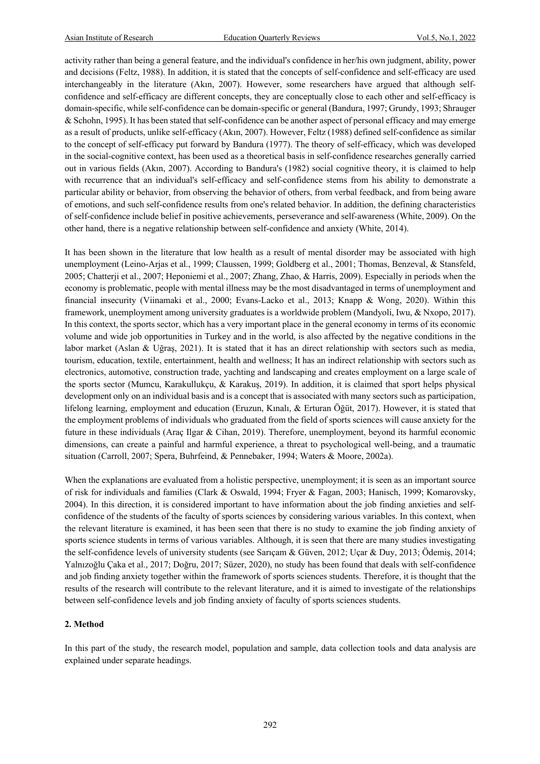activity rather than being a general feature, and the individual's confidence in her/his own judgment, ability, power and decisions (Feltz, 1988). In addition, it is stated that the concepts of self-confidence and self-efficacy are used interchangeably in the literature (Akın, 2007). However, some researchers have argued that although self-confidence and self-efficacy are different concepts, they are conceptually close to each other and self-efficacy is domain-specific, while self-confidence can be domain-specific or general (Bandura, 1997; Grundy, 1993; Shrauger & Schohn, 1995). It has been stated that self-confidence can be another aspect of personal efficacy and may emerge as a result of products, unlike self-efficacy (Akın, 2007). However, Feltz (1988) defined self-confidence as similar to the concept of self-efficacy put forward by Bandura (1977). The theory of self-efficacy, which was developed in the social-cognitive context, has been used as a theoretical basis in self-confidence researches generally carried out in various fields (Akın, 2007). According to Bandura's (1982) social cognitive theory, it is claimed to help with recurrence that an individual's self-efficacy and self-confidence stems from his ability to demonstrate a particular ability or behavior, from observing the behavior of others, from verbal feedback, and from being aware of emotions, and such self-confidence results from one's related behavior. In addition, the defining characteristics of self-confidence include belief in positive achievements, perseverance and self-awareness (White, 2009). On the other hand, there is a negative relationship between self-confidence and anxiety (White, 2014).

It has been shown in the literature that low health as a result of mental disorder may be associated with high unemployment (Leino-Arjas et al., 1999; Claussen, 1999; Goldberg et al., 2001; Thomas, Benzeval, & Stansfeld, 2005; Chatterji et al., 2007; Heponiemi et al., 2007; Zhang, Zhao, & Harris, 2009). Especially in periods when the economy is problematic, people with mental illness may be the most disadvantaged in terms of unemployment and financial insecurity (Viinamaki et al., 2000; Evans-Lacko et al., 2013; Knapp & Wong, 2020). Within this framework, unemployment among university graduates is a worldwide problem (Mandyoli, Iwu, & Nxopo, 2017). In this context, the sports sector, which has a very important place in the general economy in terms of its economic volume and wide job opportunities in Turkey and in the world, is also affected by the negative conditions in the labor market (Aslan & Uğraş, 2021). It is stated that it has an direct relationship with sectors such as media, tourism, education, textile, entertainment, health and wellness; It has an indirect relationship with sectors such as electronics, automotive, construction trade, yachting and landscaping and creates employment on a large scale of the sports sector (Mumcu, Karakullukçu, & Karakuş, 2019). In addition, it is claimed that sport helps physical development only on an individual basis and is a concept that is associated with many sectors such as participation, lifelong learning, employment and education (Eruzun, Kınalı, & Erturan Öğüt, 2017). However, it is stated that the employment problems of individuals who graduated from the field of sports sciences will cause anxiety for the future in these individuals (Araç Ilgar & Cihan, 2019). Therefore, unemployment, beyond its harmful economic dimensions, can create a painful and harmful experience, a threat to psychological well-being, and a traumatic situation (Carroll, 2007; Spera, Buhrfeind, & Pennebaker, 1994; Waters & Moore, 2002a).

When the explanations are evaluated from a holistic perspective, unemployment; it is seen as an important source of risk for individuals and families (Clark & Oswald, 1994; Fryer & Fagan, 2003; Hanisch, 1999; Komarovsky, 2004). In this direction, it is considered important to have information about the job finding anxieties and self-confidence of the students of the faculty of sports sciences by considering various variables. In this context, when the relevant literature is examined, it has been seen that there is no study to examine the job finding anxiety of sports science students in terms of various variables. Although, it is seen that there are many studies investigating the self-confidence levels of university students (see Sarıçam & Güven, 2012; Uçar & Duy, 2013; Ödemiş, 2014; Yalnızoğlu Çaka et al., 2017; Doğru, 2017; Süzer, 2020), no study has been found that deals with self-confidence and job finding anxiety together within the framework of sports sciences students. Therefore, it is thought that the results of the research will contribute to the relevant literature, and it is aimed to investigate of the relationships between self-confidence levels and job finding anxiety of faculty of sports sciences students.

## 2. Method

In this part of the study, the research model, population and sample, data collection tools and data analysis are explained under separate headings.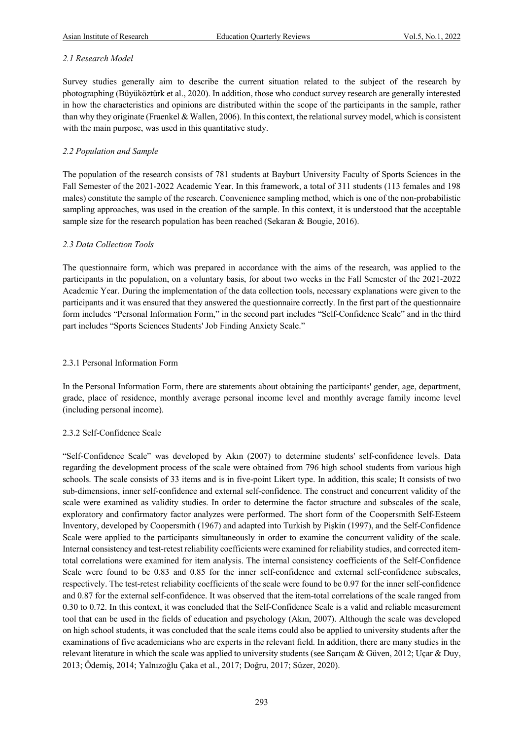### *2.1 Research Model*

Survey studies generally aim to describe the current situation related to the subject of the research by photographing (Büyüköztürk et al., 2020). In addition, those who conduct survey research are generally interested in how the characteristics and opinions are distributed within the scope of the participants in the sample, rather than why they originate (Fraenkel & Wallen, 2006). In this context, the relational survey model, which is consistent with the main purpose, was used in this quantitative study.

### *2.2 Population and Sample*

The population of the research consists of 781 students at Bayburt University Faculty of Sports Sciences in the Fall Semester of the 2021-2022 Academic Year. In this framework, a total of 311 students (113 females and 198 males) constitute the sample of the research. Convenience sampling method, which is one of the non-probabilistic sampling approaches, was used in the creation of the sample. In this context, it is understood that the acceptable sample size for the research population has been reached (Sekaran & Bougie, 2016).

### *2.3 Data Collection Tools*

The questionnaire form, which was prepared in accordance with the aims of the research, was applied to the participants in the population, on a voluntary basis, for about two weeks in the Fall Semester of the 2021-2022 Academic Year. During the implementation of the data collection tools, necessary explanations were given to the participants and it was ensured that they answered the questionnaire correctly. In the first part of the questionnaire form includes "Personal Information Form," in the second part includes "Self-Confidence Scale" and in the third part includes "Sports Sciences Students' Job Finding Anxiety Scale."

#### 2.3.1 Personal Information Form

In the Personal Information Form, there are statements about obtaining the participants' gender, age, department, grade, place of residence, monthly average personal income level and monthly average family income level (including personal income).

#### 2.3.2 Self-Confidence Scale

"Self-Confidence Scale" was developed by Akın (2007) to determine students' self-confidence levels. Data regarding the development process of the scale were obtained from 796 high school students from various high schools. The scale consists of 33 items and is in five-point Likert type. In addition, this scale; It consists of two sub-dimensions, inner self-confidence and external self-confidence. The construct and concurrent validity of the scale were examined as validity studies. In order to determine the factor structure and subscales of the scale, exploratory and confirmatory factor analyzes were performed. The short form of the Coopersmith Self-Esteem Inventory, developed by Coopersmith (1967) and adapted into Turkish by Pişkin (1997), and the Self-Confidence Scale were applied to the participants simultaneously in order to examine the concurrent validity of the scale. Internal consistency and test-retest reliability coefficients were examined for reliability studies, and corrected item-total correlations were examined for item analysis. The internal consistency coefficients of the Self-Confidence Scale were found to be 0.83 and 0.85 for the inner self-confidence and external self-confidence subscales, respectively. The test-retest reliability coefficients of the scale were found to be 0.97 for the inner self-confidence and 0.87 for the external self-confidence. It was observed that the item-total correlations of the scale ranged from 0.30 to 0.72. In this context, it was concluded that the Self-Confidence Scale is a valid and reliable measurement tool that can be used in the fields of education and psychology (Akın, 2007). Although the scale was developed on high school students, it was concluded that the scale items could also be applied to university students after the examinations of five academicians who are experts in the relevant field. In addition, there are many studies in the relevant literature in which the scale was applied to university students (see Sarıçam & Güven, 2012; Uçar & Duy, 2013; Ödemiş, 2014; Yalnızoğlu Çaka et al., 2017; Doğru, 2017; Süzer, 2020).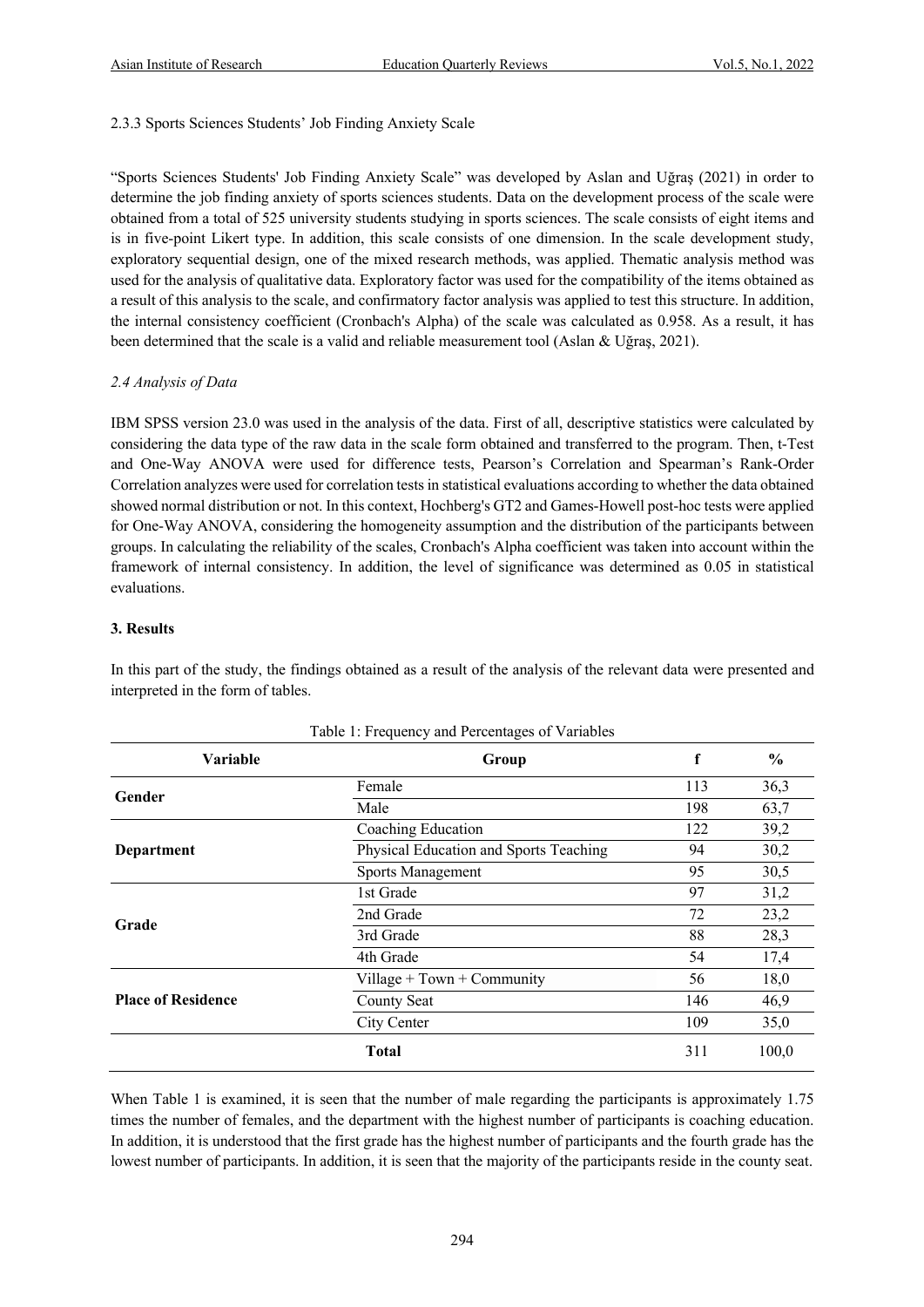2.3.3 Sports Sciences Students' Job Finding Anxiety Scale

"Sports Sciences Students' Job Finding Anxiety Scale" was developed by Aslan and Uğraş (2021) in order to determine the job finding anxiety of sports sciences students. Data on the development process of the scale were obtained from a total of 525 university students studying in sports sciences. The scale consists of eight items and is in five-point Likert type. In addition, this scale consists of one dimension. In the scale development study, exploratory sequential design, one of the mixed research methods, was applied. Thematic analysis method was used for the analysis of qualitative data. Exploratory factor was used for the compatibility of the items obtained as a result of this analysis to the scale, and confirmatory factor analysis was applied to test this structure. In addition, the internal consistency coefficient (Cronbach's Alpha) of the scale was calculated as 0.958. As a result, it has been determined that the scale is a valid and reliable measurement tool (Aslan & Uğraş, 2021).

*2.4 Analysis of Data*

IBM SPSS version 23.0 was used in the analysis of the data. First of all, descriptive statistics were calculated by considering the data type of the raw data in the scale form obtained and transferred to the program. Then, t-Test and One-Way ANOVA were used for difference tests, Pearson's Correlation and Spearman's Rank-Order Correlation analyzes were used for correlation tests in statistical evaluations according to whether the data obtained showed normal distribution or not. In this context, Hochberg's GT2 and Games-Howell post-hoc tests were applied for One-Way ANOVA, considering the homogeneity assumption and the distribution of the participants between groups. In calculating the reliability of the scales, Cronbach's Alpha coefficient was taken into account within the framework of internal consistency. In addition, the level of significance was determined as 0.05 in statistical evaluations.

## 3. Results

In this part of the study, the findings obtained as a result of the analysis of the relevant data were presented and interpreted in the form of tables.

Table 1: Frequency and Percentages of Variables

| Variable | Group | f | % |
|---|---|---|---|
| **Gender** | Female | 113 | 36,3 |
| | Male | 198 | 63,7 |
| **Department** | Coaching Education | 122 | 39,2 |
| | Physical Education and Sports Teaching | 94 | 30,2 |
| | Sports Management | 95 | 30,5 |
| **Grade** | 1st Grade | 97 | 31,2 |
| | 2nd Grade | 72 | 23,2 |
| | 3rd Grade | 88 | 28,3 |
| | 4th Grade | 54 | 17,4 |
| **Place of Residence** | Village + Town + Community | 56 | 18,0 |
| | County Seat | 146 | 46,9 |
| | City Center | 109 | 35,0 |
| | **Total** | 311 | 100,0 |

When Table 1 is examined, it is seen that the number of male regarding the participants is approximately 1.75 times the number of females, and the department with the highest number of participants is coaching education. In addition, it is understood that the first grade has the highest number of participants and the fourth grade has the lowest number of participants. In addition, it is seen that the majority of the participants reside in the county seat.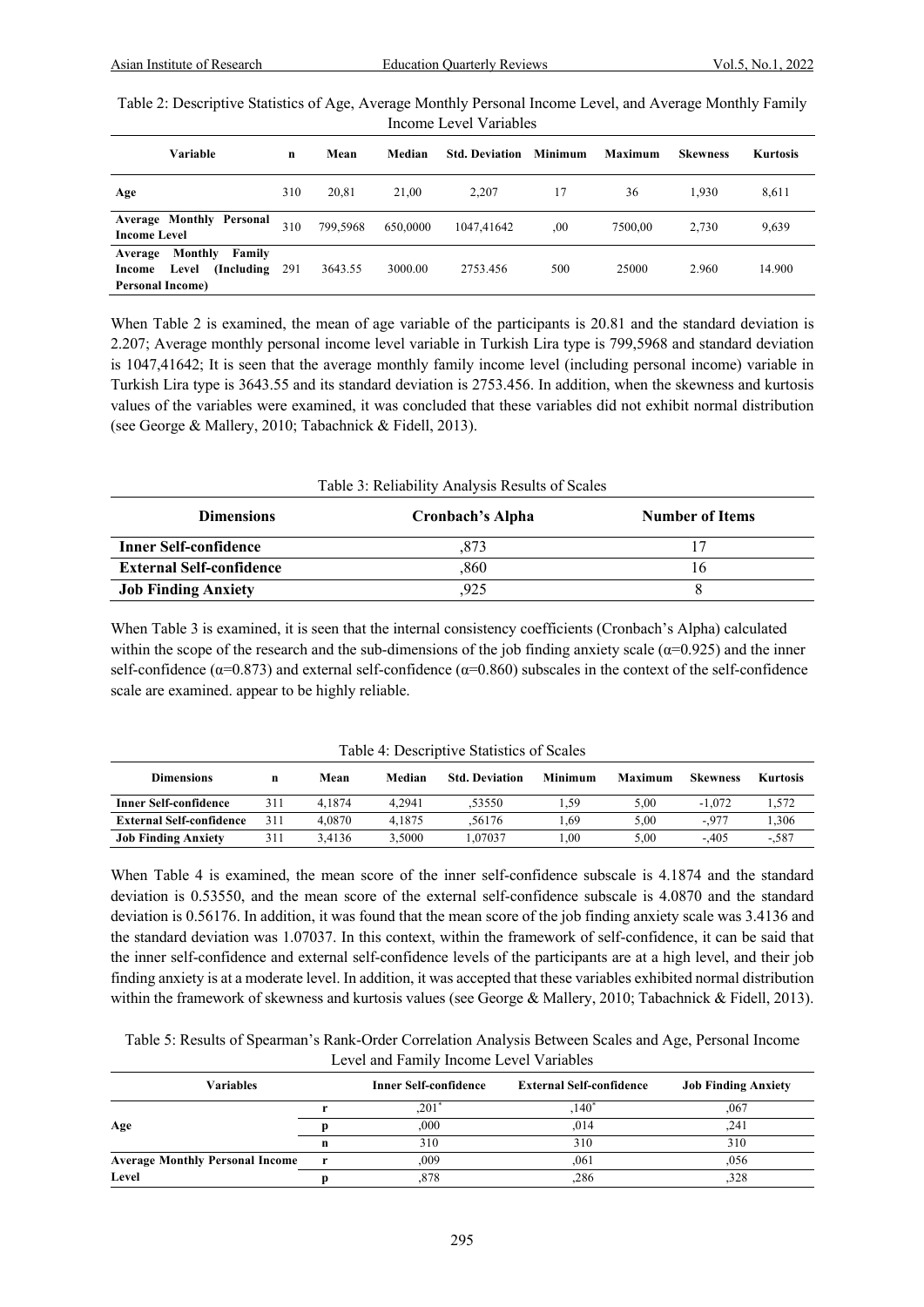Table 2: Descriptive Statistics of Age, Average Monthly Personal Income Level, and Average Monthly Family Income Level Variables

| Variable | n | Mean | Median | Std. Deviation | Minimum | Maximum | Skewness | Kurtosis |
|---|---|---|---|---|---|---|---|---|
| **Age** | 310 | 20,81 | 21,00 | 2,207 | 17 | 36 | 1,930 | 8,611 |
| **Average Monthly Personal Income Level** | 310 | 799,5968 | 650,0000 | 1047,41642 | ,00 | 7500,00 | 2,730 | 9,639 |
| **Average Monthly Family Income Level (Including Personal Income)** | 291 | 3643.55 | 3000.00 | 2753.456 | 500 | 25000 | 2.960 | 14.900 |

When Table 2 is examined, the mean of age variable of the participants is 20.81 and the standard deviation is 2.207; Average monthly personal income level variable in Turkish Lira type is 799,5968 and standard deviation is 1047,41642; It is seen that the average monthly family income level (including personal income) variable in Turkish Lira type is 3643.55 and its standard deviation is 2753.456. In addition, when the skewness and kurtosis values of the variables were examined, it was concluded that these variables did not exhibit normal distribution (see George & Mallery, 2010; Tabachnick & Fidell, 2013).

Table 3: Reliability Analysis Results of Scales

| Dimensions | Cronbach's Alpha | Number of Items |
|---|---|---|
| **Inner Self-confidence** | ,873 | 17 |
| **External Self-confidence** | ,860 | 16 |
| **Job Finding Anxiety** | ,925 | 8 |

When Table 3 is examined, it is seen that the internal consistency coefficients (Cronbach's Alpha) calculated within the scope of the research and the sub-dimensions of the job finding anxiety scale ($\alpha$=0.925) and the inner self-confidence ($\alpha$=0.873) and external self-confidence ($\alpha$=0.860) subscales in the context of the self-confidence scale are examined. appear to be highly reliable.

Table 4: Descriptive Statistics of Scales

| Dimensions | n | Mean | Median | Std. Deviation | Minimum | Maximum | Skewness | Kurtosis |
|---|---|---|---|---|---|---|---|---|
| **Inner Self-confidence** | 311 | 4,1874 | 4,2941 | ,53550 | 1,59 | 5,00 | -1,072 | 1,572 |
| **External Self-confidence** | 311 | 4,0870 | 4,1875 | ,56176 | 1,69 | 5,00 | -,977 | 1,306 |
| **Job Finding Anxiety** | 311 | 3,4136 | 3,5000 | 1,07037 | 1,00 | 5,00 | -,405 | -,587 |

When Table 4 is examined, the mean score of the inner self-confidence subscale is 4.1874 and the standard deviation is 0.53550, and the mean score of the external self-confidence subscale is 4.0870 and the standard deviation is 0.56176. In addition, it was found that the mean score of the job finding anxiety scale was 3.4136 and the standard deviation was 1.07037. In this context, within the framework of self-confidence, it can be said that the inner self-confidence and external self-confidence levels of the participants are at a high level, and their job finding anxiety is at a moderate level. In addition, it was accepted that these variables exhibited normal distribution within the framework of skewness and kurtosis values (see George & Mallery, 2010; Tabachnick & Fidell, 2013).

Table 5: Results of Spearman's Rank-Order Correlation Analysis Between Scales and Age, Personal Income Level and Family Income Level Variables

| Variables | | Inner Self-confidence | External Self-confidence | Job Finding Anxiety |
|---|---|---|---|---|
| **Age** | **r** | ,201* | ,140* | ,067 |
| | **p** | ,000 | ,014 | ,241 |
| | **n** | 310 | 310 | 310 |
| **Average Monthly Personal Income Level** | **r** | ,009 | ,061 | ,056 |
| | **p** | ,878 | ,286 | ,328 |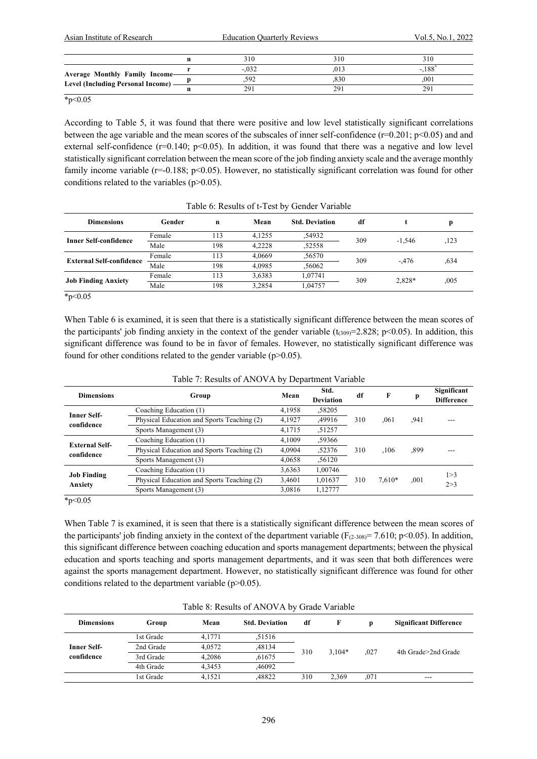| | | | | |
|---|---|---|---|---|
| | n | 310 | 310 | 310 |
| Average Monthly Family Income Level (Including Personal Income) | r | -,032 | ,013 | -,188* |
| | p | ,592 | ,830 | ,001 |
| | n | 291 | 291 | 291 |

*p<0.05

According to Table 5, it was found that there were positive and low level statistically significant correlations between the age variable and the mean scores of the subscales of inner self-confidence ($r=0.201$; $p<0.05$) and and external self-confidence ($r=0.140$; $p<0.05$). In addition, it was found that there was a negative and low level statistically significant correlation between the mean score of the job finding anxiety scale and the average monthly family income variable ($r=-0.188$; $p<0.05$). However, no statistically significant correlation was found for other conditions related to the variables ($p>0.05$).

Table 6: Results of t-Test by Gender Variable

| Dimensions | Gender | n | Mean | Std. Deviation | df | t | p |
|---|---|---|---|---|---|---|---|
| Inner Self-confidence | Female | 113 | 4,1255 | ,54932 | 309 | -1,546 | ,123 |
| | Male | 198 | 4,2228 | ,52558 | | | |
| External Self-confidence | Female | 113 | 4,0669 | ,56570 | 309 | -,476 | ,634 |
| | Male | 198 | 4,0985 | ,56062 | | | |
| Job Finding Anxiety | Female | 113 | 3,6383 | 1,07741 | 309 | 2,828* | ,005 |
| | Male | 198 | 3,2854 | 1,04757 | | | |

*p<0.05

When Table 6 is examined, it is seen that there is a statistically significant difference between the mean scores of the participants' job finding anxiety in the context of the gender variable ($t_{(309)}=2.828$; $p<0.05$). In addition, this significant difference was found to be in favor of females. However, no statistically significant difference was found for other conditions related to the gender variable ($p>0.05$).

Table 7: Results of ANOVA by Department Variable

| Dimensions | Group | Mean | Std. Deviation | df | F | p | Significant Difference |
|---|---|---|---|---|---|---|---|
| Inner Self-confidence | Coaching Education (1) | 4,1958 | ,58205 | 310 | ,061 | ,941 | --- |
| | Physical Education and Sports Teaching (2) | 4,1927 | ,49916 | | | | |
| | Sports Management (3) | 4,1715 | ,51257 | | | | |
| External Self-confidence | Coaching Education (1) | 4,1009 | ,59366 | 310 | ,106 | ,899 | --- |
| | Physical Education and Sports Teaching (2) | 4,0904 | ,52376 | | | | |
| | Sports Management (3) | 4,0658 | ,56120 | | | | |
| Job Finding Anxiety | Coaching Education (1) | 3,6363 | 1,00746 | 310 | 7,610* | ,001 | 1>3<br>2>3 |
| | Physical Education and Sports Teaching (2) | 3,4601 | 1,01637 | | | | |
| | Sports Management (3) | 3,0816 | 1,12777 | | | | |

*p<0.05

When Table 7 is examined, it is seen that there is a statistically significant difference between the mean scores of the participants' job finding anxiety in the context of the department variable ($F_{(2\text{-}308)}= 7.610$; $p<0.05$). In addition, this significant difference between coaching education and sports management departments; between the physical education and sports teaching and sports management departments, and it was seen that both differences were against the sports management department. However, no statistically significant difference was found for other conditions related to the department variable ($p>0.05$).

Table 8: Results of ANOVA by Grade Variable

| Dimensions | Group | Mean | Std. Deviation | df | F | p | Significant Difference |
|---|---|---|---|---|---|---|---|
| Inner Self-confidence | 1st Grade | 4,1771 | ,51516 | 310 | 3,104* | ,027 | 4th Grade>2nd Grade |
| | 2nd Grade | 4,0572 | ,48134 | | | | |
| | 3rd Grade | 4,2086 | ,61675 | | | | |
| | 4th Grade | 4,3453 | ,46092 | | | | |
| | 1st Grade | 4,1521 | ,48822 | 310 | 2,369 | ,071 | --- |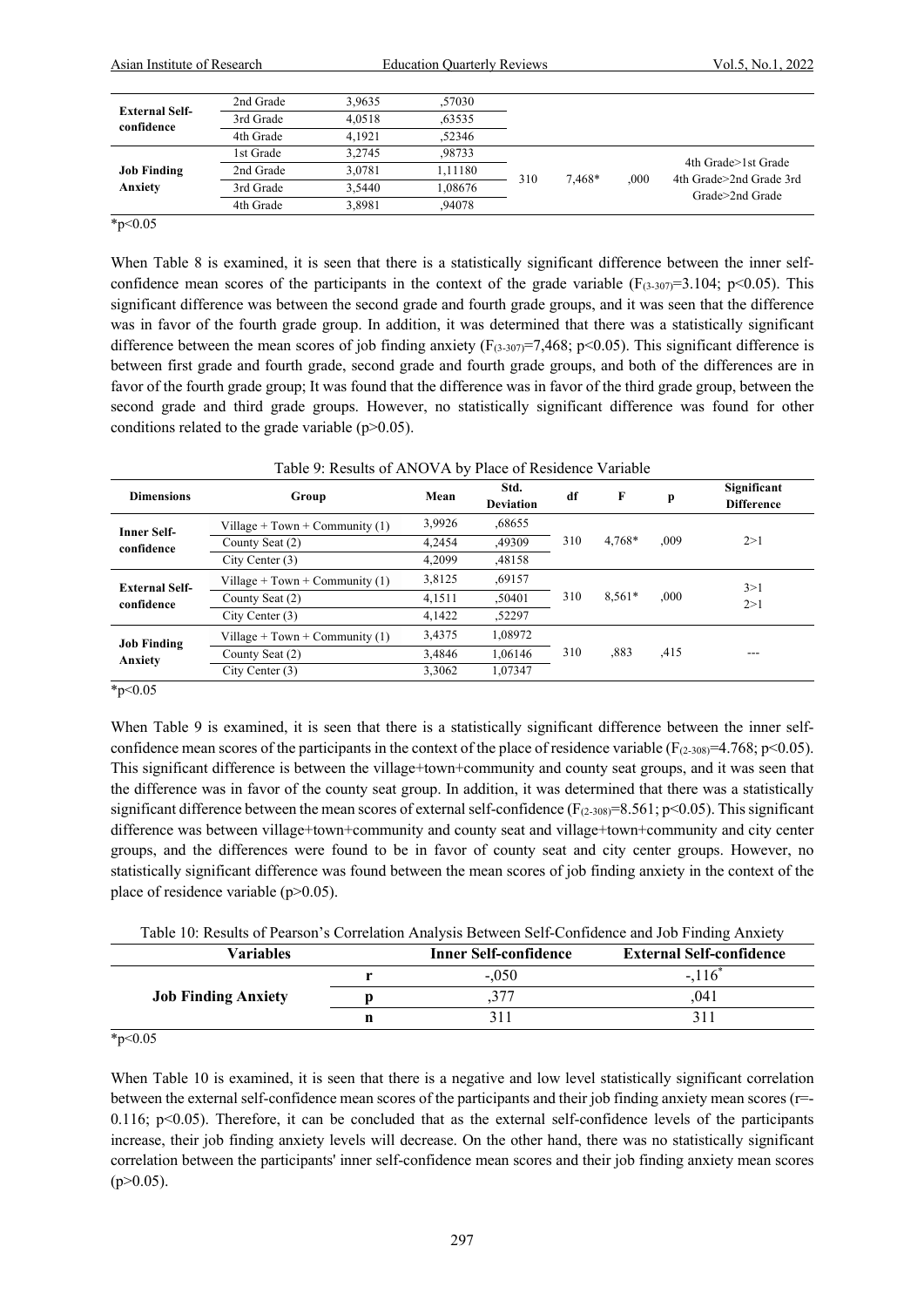| | | | | | | | |
|---|---|---|---|---|---|---|---|
| **External Self-confidence** | 2nd Grade | 3,9635 | ,57030 | | | | |
| | 3rd Grade | 4,0518 | ,63535 | | | | |
| | 4th Grade | 4,1921 | ,52346 | | | | |
| **Job Finding Anxiety** | 1st Grade | 3,2745 | ,98733 | 310 | 7,468* | ,000 | 4th Grade>1st Grade 4th Grade>2nd Grade 3rd Grade>2nd Grade |
| | 2nd Grade | 3,0781 | 1,11180 | | | | |
| | 3rd Grade | 3,5440 | 1,08676 | | | | |
| | 4th Grade | 3,8981 | ,94078 | | | | |

*p<0.05

When Table 8 is examined, it is seen that there is a statistically significant difference between the inner self-confidence mean scores of the participants in the context of the grade variable ($F_{(3\text{-}307)}$=3.104; $p<0.05$). This significant difference was between the second grade and fourth grade groups, and it was seen that the difference was in favor of the fourth grade group. In addition, it was determined that there was a statistically significant difference between the mean scores of job finding anxiety ($F_{(3\text{-}307)}$=7,468; $p<0.05$). This significant difference is between first grade and fourth grade, second grade and fourth grade groups, and both of the differences are in favor of the fourth grade group; It was found that the difference was in favor of the third grade group, between the second grade and third grade groups. However, no statistically significant difference was found for other conditions related to the grade variable ($p>0.05$).

Table 9: Results of ANOVA by Place of Residence Variable

| Dimensions | Group | Mean | Std. Deviation | df | F | p | Significant Difference |
|---|---|---|---|---|---|---|---|
| **Inner Self-confidence** | Village + Town + Community (1) | 3,9926 | ,68655 | 310 | 4,768* | ,009 | 2>1 |
| | County Seat (2) | 4,2454 | ,49309 | | | | |
| | City Center (3) | 4,2099 | ,48158 | | | | |
| **External Self-confidence** | Village + Town + Community (1) | 3,8125 | ,69157 | 310 | 8,561* | ,000 | 3>1 2>1 |
| | County Seat (2) | 4,1511 | ,50401 | | | | |
| | City Center (3) | 4,1422 | ,52297 | | | | |
| **Job Finding Anxiety** | Village + Town + Community (1) | 3,4375 | 1,08972 | 310 | ,883 | ,415 | --- |
| | County Seat (2) | 3,4846 | 1,06146 | | | | |
| | City Center (3) | 3,3062 | 1,07347 | | | | |

*p<0.05

When Table 9 is examined, it is seen that there is a statistically significant difference between the inner self-confidence mean scores of the participants in the context of the place of residence variable ($F_{(2\text{-}308)}$=4.768; $p<0.05$). This significant difference is between the village+town+community and county seat groups, and it was seen that the difference was in favor of the county seat group. In addition, it was determined that there was a statistically significant difference between the mean scores of external self-confidence ($F_{(2\text{-}308)}$=8.561; $p<0.05$). This significant difference was between village+town+community and county seat and village+town+community and city center groups, and the differences were found to be in favor of county seat and city center groups. However, no statistically significant difference was found between the mean scores of job finding anxiety in the context of the place of residence variable ($p>0.05$).

Table 10: Results of Pearson's Correlation Analysis Between Self-Confidence and Job Finding Anxiety

| Variables | | Inner Self-confidence | External Self-confidence |
|---|---|---|---|
| **Job Finding Anxiety** | r | -,050 | -,116* |
| | p | ,377 | ,041 |
| | n | 311 | 311 |

*p<0.05

When Table 10 is examined, it is seen that there is a negative and low level statistically significant correlation between the external self-confidence mean scores of the participants and their job finding anxiety mean scores ($r$=-0.116; $p<0.05$). Therefore, it can be concluded that as the external self-confidence levels of the participants increase, their job finding anxiety levels will decrease. On the other hand, there was no statistically significant correlation between the participants' inner self-confidence mean scores and their job finding anxiety mean scores ($p>0.05$).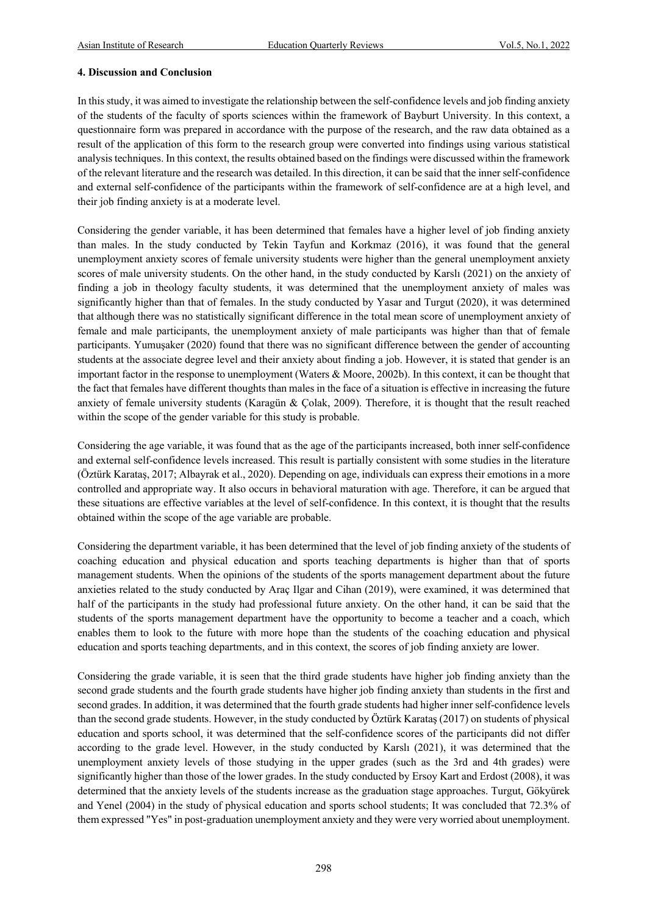#### 4. Discussion and Conclusion

In this study, it was aimed to investigate the relationship between the self-confidence levels and job finding anxiety of the students of the faculty of sports sciences within the framework of Bayburt University. In this context, a questionnaire form was prepared in accordance with the purpose of the research, and the raw data obtained as a result of the application of this form to the research group were converted into findings using various statistical analysis techniques. In this context, the results obtained based on the findings were discussed within the framework of the relevant literature and the research was detailed. In this direction, it can be said that the inner self-confidence and external self-confidence of the participants within the framework of self-confidence are at a high level, and their job finding anxiety is at a moderate level.

Considering the gender variable, it has been determined that females have a higher level of job finding anxiety than males. In the study conducted by Tekin Tayfun and Korkmaz (2016), it was found that the general unemployment anxiety scores of female university students were higher than the general unemployment anxiety scores of male university students. On the other hand, in the study conducted by Karslı (2021) on the anxiety of finding a job in theology faculty students, it was determined that the unemployment anxiety of males was significantly higher than that of females. In the study conducted by Yasar and Turgut (2020), it was determined that although there was no statistically significant difference in the total mean score of unemployment anxiety of female and male participants, the unemployment anxiety of male participants was higher than that of female participants. Yumuşaker (2020) found that there was no significant difference between the gender of accounting students at the associate degree level and their anxiety about finding a job. However, it is stated that gender is an important factor in the response to unemployment (Waters & Moore, 2002b). In this context, it can be thought that the fact that females have different thoughts than males in the face of a situation is effective in increasing the future anxiety of female university students (Karagün & Çolak, 2009). Therefore, it is thought that the result reached within the scope of the gender variable for this study is probable.

Considering the age variable, it was found that as the age of the participants increased, both inner self-confidence and external self-confidence levels increased. This result is partially consistent with some studies in the literature (Öztürk Karataş, 2017; Albayrak et al., 2020). Depending on age, individuals can express their emotions in a more controlled and appropriate way. It also occurs in behavioral maturation with age. Therefore, it can be argued that these situations are effective variables at the level of self-confidence. In this context, it is thought that the results obtained within the scope of the age variable are probable.

Considering the department variable, it has been determined that the level of job finding anxiety of the students of coaching education and physical education and sports teaching departments is higher than that of sports management students. When the opinions of the students of the sports management department about the future anxieties related to the study conducted by Araç Ilgar and Cihan (2019), were examined, it was determined that half of the participants in the study had professional future anxiety. On the other hand, it can be said that the students of the sports management department have the opportunity to become a teacher and a coach, which enables them to look to the future with more hope than the students of the coaching education and physical education and sports teaching departments, and in this context, the scores of job finding anxiety are lower.

Considering the grade variable, it is seen that the third grade students have higher job finding anxiety than the second grade students and the fourth grade students have higher job finding anxiety than students in the first and second grades. In addition, it was determined that the fourth grade students had higher inner self-confidence levels than the second grade students. However, in the study conducted by Öztürk Karataş (2017) on students of physical education and sports school, it was determined that the self-confidence scores of the participants did not differ according to the grade level. However, in the study conducted by Karslı (2021), it was determined that the unemployment anxiety levels of those studying in the upper grades (such as the 3rd and 4th grades) were significantly higher than those of the lower grades. In the study conducted by Ersoy Kart and Erdost (2008), it was determined that the anxiety levels of the students increase as the graduation stage approaches. Turgut, Gökyürek and Yenel (2004) in the study of physical education and sports school students; It was concluded that 72.3% of them expressed "Yes" in post-graduation unemployment anxiety and they were very worried about unemployment.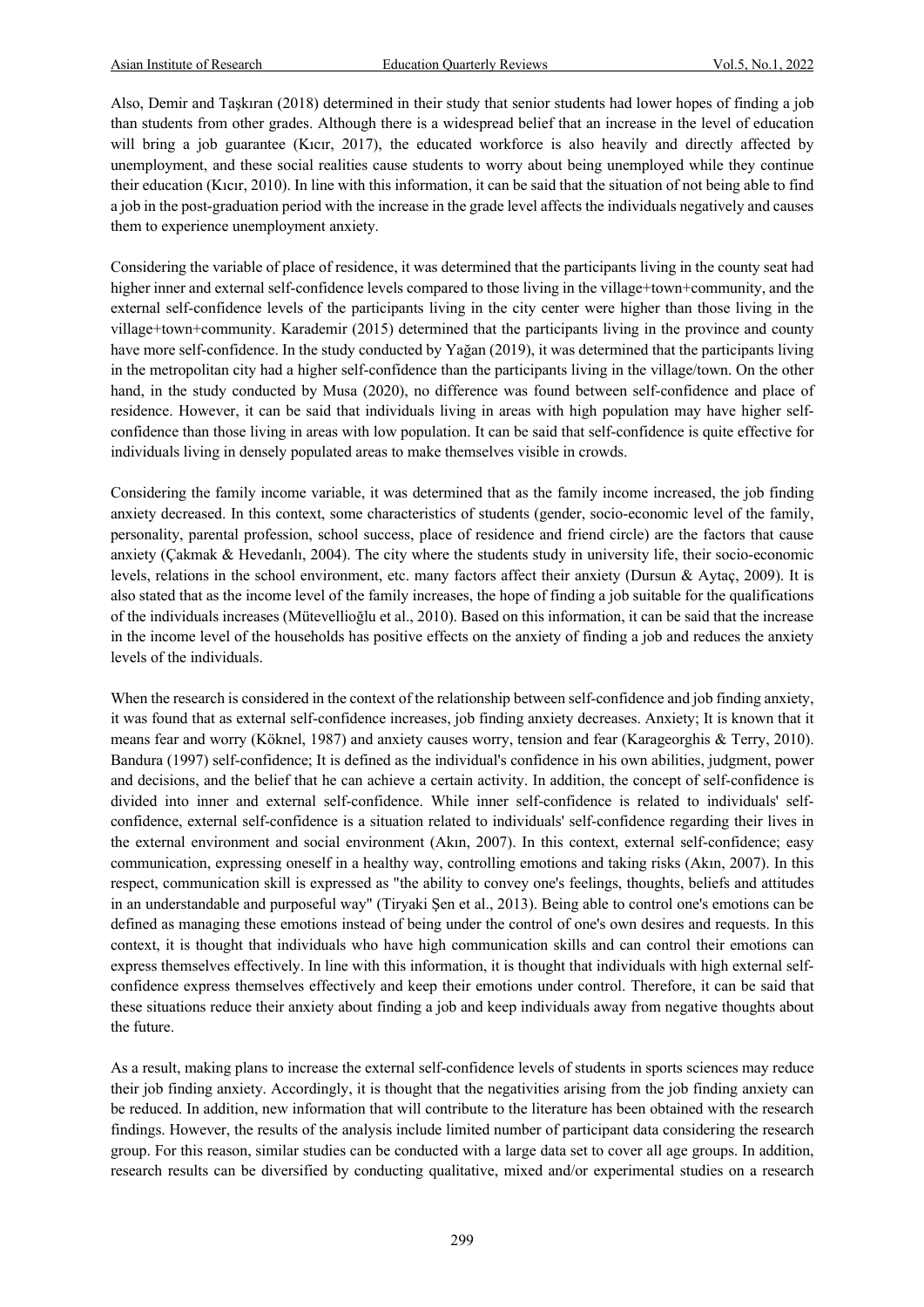Also, Demir and Taşkıran (2018) determined in their study that senior students had lower hopes of finding a job than students from other grades. Although there is a widespread belief that an increase in the level of education will bring a job guarantee (Kıcır, 2017), the educated workforce is also heavily and directly affected by unemployment, and these social realities cause students to worry about being unemployed while they continue their education (Kıcır, 2010). In line with this information, it can be said that the situation of not being able to find a job in the post-graduation period with the increase in the grade level affects the individuals negatively and causes them to experience unemployment anxiety.

Considering the variable of place of residence, it was determined that the participants living in the county seat had higher inner and external self-confidence levels compared to those living in the village+town+community, and the external self-confidence levels of the participants living in the city center were higher than those living in the village+town+community. Karademir (2015) determined that the participants living in the province and county have more self-confidence. In the study conducted by Yağan (2019), it was determined that the participants living in the metropolitan city had a higher self-confidence than the participants living in the village/town. On the other hand, in the study conducted by Musa (2020), no difference was found between self-confidence and place of residence. However, it can be said that individuals living in areas with high population may have higher self-confidence than those living in areas with low population. It can be said that self-confidence is quite effective for individuals living in densely populated areas to make themselves visible in crowds.

Considering the family income variable, it was determined that as the family income increased, the job finding anxiety decreased. In this context, some characteristics of students (gender, socio-economic level of the family, personality, parental profession, school success, place of residence and friend circle) are the factors that cause anxiety (Çakmak & Hevedanlı, 2004). The city where the students study in university life, their socio-economic levels, relations in the school environment, etc. many factors affect their anxiety (Dursun & Aytaç, 2009). It is also stated that as the income level of the family increases, the hope of finding a job suitable for the qualifications of the individuals increases (Mütevellioğlu et al., 2010). Based on this information, it can be said that the increase in the income level of the households has positive effects on the anxiety of finding a job and reduces the anxiety levels of the individuals.

When the research is considered in the context of the relationship between self-confidence and job finding anxiety, it was found that as external self-confidence increases, job finding anxiety decreases. Anxiety; It is known that it means fear and worry (Köknel, 1987) and anxiety causes worry, tension and fear (Karageorghis & Terry, 2010). Bandura (1997) self-confidence; It is defined as the individual's confidence in his own abilities, judgment, power and decisions, and the belief that he can achieve a certain activity. In addition, the concept of self-confidence is divided into inner and external self-confidence. While inner self-confidence is related to individuals' self-confidence, external self-confidence is a situation related to individuals' self-confidence regarding their lives in the external environment and social environment (Akın, 2007). In this context, external self-confidence; easy communication, expressing oneself in a healthy way, controlling emotions and taking risks (Akın, 2007). In this respect, communication skill is expressed as "the ability to convey one's feelings, thoughts, beliefs and attitudes in an understandable and purposeful way" (Tiryaki Şen et al., 2013). Being able to control one's emotions can be defined as managing these emotions instead of being under the control of one's own desires and requests. In this context, it is thought that individuals who have high communication skills and can control their emotions can express themselves effectively. In line with this information, it is thought that individuals with high external self-confidence express themselves effectively and keep their emotions under control. Therefore, it can be said that these situations reduce their anxiety about finding a job and keep individuals away from negative thoughts about the future.

As a result, making plans to increase the external self-confidence levels of students in sports sciences may reduce their job finding anxiety. Accordingly, it is thought that the negativities arising from the job finding anxiety can be reduced. In addition, new information that will contribute to the literature has been obtained with the research findings. However, the results of the analysis include limited number of participant data considering the research group. For this reason, similar studies can be conducted with a large data set to cover all age groups. In addition, research results can be diversified by conducting qualitative, mixed and/or experimental studies on a research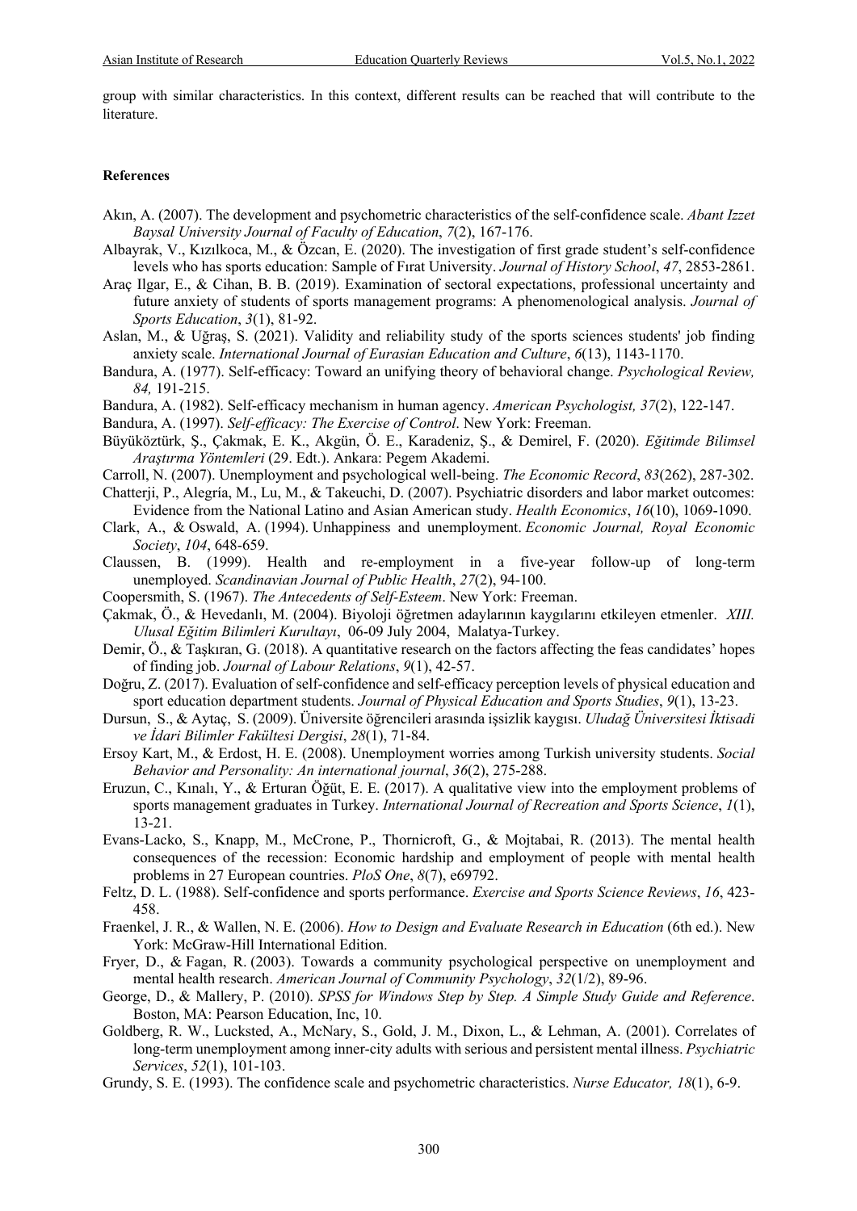group with similar characteristics. In this context, different results can be reached that will contribute to the literature.

## References

Akın, A. (2007). The development and psychometric characteristics of the self-confidence scale. *Abant Izzet Baysal University Journal of Faculty of Education*, *7*(2), 167-176.

Albayrak, V., Kızılkoca, M., & Özcan, E. (2020). The investigation of first grade student's self-confidence levels who has sports education: Sample of Fırat University. *Journal of History School*, *47*, 2853-2861.

Araç Ilgar, E., & Cihan, B. B. (2019). Examination of sectoral expectations, professional uncertainty and future anxiety of students of sports management programs: A phenomenological analysis. *Journal of Sports Education*, *3*(1), 81-92.

Aslan, M., & Uğraş, S. (2021). Validity and reliability study of the sports sciences students' job finding anxiety scale. *International Journal of Eurasian Education and Culture*, *6*(13), 1143-1170.

Bandura, A. (1977). Self-efficacy: Toward an unifying theory of behavioral change. *Psychological Review, 84,* 191-215.

Bandura, A. (1982). Self-efficacy mechanism in human agency. *American Psychologist, 37*(2), 122-147.

Bandura, A. (1997). *Self-efficacy: The Exercise of Control*. New York: Freeman.

Büyüköztürk, Ş., Çakmak, E. K., Akgün, Ö. E., Karadeniz, Ş., & Demirel, F. (2020). *Eğitimde Bilimsel Araştırma Yöntemleri* (29. Edt.). Ankara: Pegem Akademi.

Carroll, N. (2007). Unemployment and psychological well-being. *The Economic Record*, *83*(262), 287-302.

Chatterji, P., Alegría, M., Lu, M., & Takeuchi, D. (2007). Psychiatric disorders and labor market outcomes: Evidence from the National Latino and Asian American study. *Health Economics*, *16*(10), 1069-1090.

Clark, A., & Oswald, A. (1994). Unhappiness and unemployment. *Economic Journal, Royal Economic Society*, *104*, 648-659.

Claussen, B. (1999). Health and re-employment in a five-year follow-up of long-term unemployed. *Scandinavian Journal of Public Health*, *27*(2), 94-100.

Coopersmith, S. (1967). *The Antecedents of Self-Esteem*. New York: Freeman.

Çakmak, Ö., & Hevedanlı, M. (2004). Biyoloji öğretmen adaylarının kaygılarını etkileyen etmenler. *XIII. Ulusal Eğitim Bilimleri Kurultayı*, 06-09 July 2004, Malatya-Turkey.

Demir, Ö., & Taşkıran, G. (2018). A quantitative research on the factors affecting the feas candidates' hopes of finding job. *Journal of Labour Relations*, *9*(1), 42-57.

Doğru, Z. (2017). Evaluation of self-confidence and self-efficacy perception levels of physical education and sport education department students. *Journal of Physical Education and Sports Studies*, *9*(1), 13-23.

Dursun, S., & Aytaç, S. (2009). Üniversite öğrencileri arasında işsizlik kaygısı. *Uludağ Üniversitesi İktisadi ve İdari Bilimler Fakültesi Dergisi*, *28*(1), 71-84.

Ersoy Kart, M., & Erdost, H. E. (2008). Unemployment worries among Turkish university students. *Social Behavior and Personality: An international journal*, *36*(2), 275-288.

Eruzun, C., Kınalı, Y., & Erturan Öğüt, E. E. (2017). A qualitative view into the employment problems of sports management graduates in Turkey. *International Journal of Recreation and Sports Science*, *1*(1), 13-21.

Evans-Lacko, S., Knapp, M., McCrone, P., Thornicroft, G., & Mojtabai, R. (2013). The mental health consequences of the recession: Economic hardship and employment of people with mental health problems in 27 European countries. *PloS One*, *8*(7), e69792.

Feltz, D. L. (1988). Self-confidence and sports performance. *Exercise and Sports Science Reviews*, *16*, 423-458.

Fraenkel, J. R., & Wallen, N. E. (2006). *How to Design and Evaluate Research in Education* (6th ed.). New York: McGraw-Hill International Edition.

Fryer, D., & Fagan, R. (2003). Towards a community psychological perspective on unemployment and mental health research. *American Journal of Community Psychology*, *32*(1/2), 89-96.

George, D., & Mallery, P. (2010). *SPSS for Windows Step by Step. A Simple Study Guide and Reference*. Boston, MA: Pearson Education, Inc, 10.

Goldberg, R. W., Lucksted, A., McNary, S., Gold, J. M., Dixon, L., & Lehman, A. (2001). Correlates of long-term unemployment among inner-city adults with serious and persistent mental illness. *Psychiatric Services*, *52*(1), 101-103.

Grundy, S. E. (1993). The confidence scale and psychometric characteristics. *Nurse Educator, 18*(1), 6-9.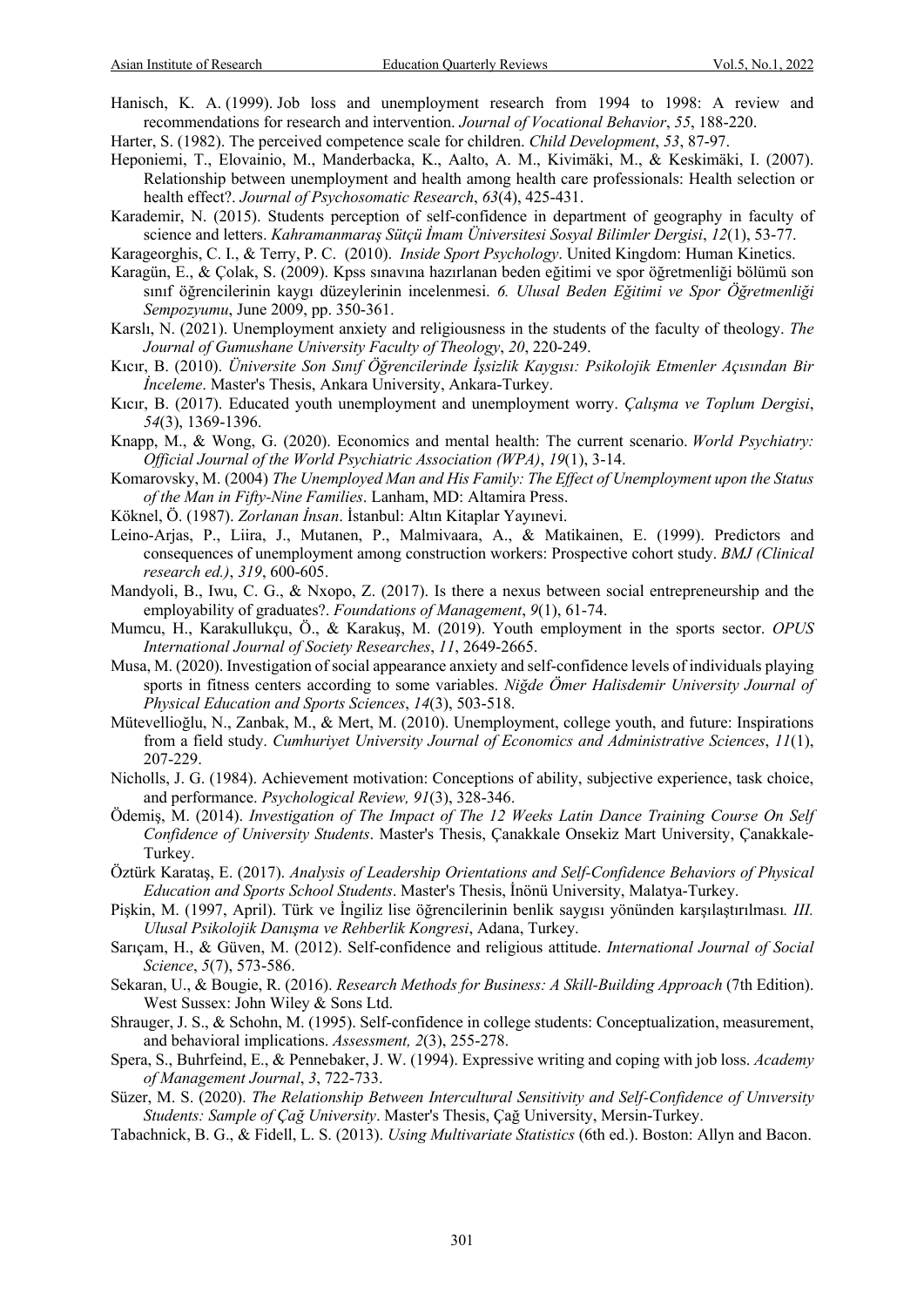Hanisch, K. A. (1999). Job loss and unemployment research from 1994 to 1998: A review and recommendations for research and intervention. *Journal of Vocational Behavior*, *55*, 188-220.

Harter, S. (1982). The perceived competence scale for children. *Child Development*, *53*, 87-97.

Heponiemi, T., Elovainio, M., Manderbacka, K., Aalto, A. M., Kivimäki, M., & Keskimäki, I. (2007). Relationship between unemployment and health among health care professionals: Health selection or health effect?. *Journal of Psychosomatic Research*, *63*(4), 425-431.

Karademir, N. (2015). Students perception of self-confidence in department of geography in faculty of science and letters. *Kahramanmaraş Sütçü İmam Üniversitesi Sosyal Bilimler Dergisi*, *12*(1), 53-77.

Karageorghis, C. I., & Terry, P. C. (2010). *Inside Sport Psychology*. United Kingdom: Human Kinetics.

Karagün, E., & Çolak, S. (2009). Kpss sınavına hazırlanan beden eğitimi ve spor öğretmenliği bölümü son sınıf öğrencilerinin kaygı düzeylerinin incelenmesi. *6. Ulusal Beden Eğitimi ve Spor Öğretmenliği Sempozyumu*, June 2009, pp. 350-361.

Karslı, N. (2021). Unemployment anxiety and religiousness in the students of the faculty of theology. *The Journal of Gumushane University Faculty of Theology*, *20*, 220-249.

Kıcır, B. (2010). *Üniversite Son Sınıf Öğrencilerinde İşsizlik Kaygısı: Psikolojik Etmenler Açısından Bir İnceleme*. Master's Thesis, Ankara University, Ankara-Turkey.

Kıcır, B. (2017). Educated youth unemployment and unemployment worry. *Çalışma ve Toplum Dergisi*, *54*(3), 1369-1396.

Knapp, M., & Wong, G. (2020). Economics and mental health: The current scenario. *World Psychiatry: Official Journal of the World Psychiatric Association (WPA)*, *19*(1), 3-14.

Komarovsky, M. (2004) *The Unemployed Man and His Family: The Effect of Unemployment upon the Status of the Man in Fifty-Nine Families*. Lanham, MD: Altamira Press.

Köknel, Ö. (1987). *Zorlanan İnsan*. İstanbul: Altın Kitaplar Yayınevi.

Leino-Arjas, P., Liira, J., Mutanen, P., Malmivaara, A., & Matikainen, E. (1999). Predictors and consequences of unemployment among construction workers: Prospective cohort study. *BMJ (Clinical research ed.)*, *319*, 600-605.

Mandyoli, B., Iwu, C. G., & Nxopo, Z. (2017). Is there a nexus between social entrepreneurship and the employability of graduates?. *Foundations of Management*, *9*(1), 61-74.

Mumcu, H., Karakullukçu, Ö., & Karakuş, M. (2019). Youth employment in the sports sector. *OPUS International Journal of Society Researches*, *11*, 2649-2665.

Musa, M. (2020). Investigation of social appearance anxiety and self-confidence levels of individuals playing sports in fitness centers according to some variables. *Niğde Ömer Halisdemir University Journal of Physical Education and Sports Sciences*, *14*(3), 503-518.

Mütevellioğlu, N., Zanbak, M., & Mert, M. (2010). Unemployment, college youth, and future: Inspirations from a field study. *Cumhuriyet University Journal of Economics and Administrative Sciences*, *11*(1), 207-229.

Nicholls, J. G. (1984). Achievement motivation: Conceptions of ability, subjective experience, task choice, and performance. *Psychological Review, 91*(3), 328-346.

Ödemiş, M. (2014). *Investigation of The Impact of The 12 Weeks Latin Dance Training Course On Self Confidence of University Students*. Master's Thesis, Çanakkale Onsekiz Mart University, Çanakkale-Turkey.

Öztürk Karataş, E. (2017). *Analysis of Leadership Orientations and Self-Confidence Behaviors of Physical Education and Sports School Students*. Master's Thesis, İnönü University, Malatya-Turkey.

Pişkin, M. (1997, April). Türk ve İngiliz lise öğrencilerinin benlik saygısı yönünden karşılaştırılması*. III. Ulusal Psikolojik Danışma ve Rehberlik Kongresi*, Adana, Turkey.

Sarıçam, H., & Güven, M. (2012). Self-confidence and religious attitude. *International Journal of Social Science*, *5*(7), 573-586.

Sekaran, U., & Bougie, R. (2016). *Research Methods for Business: A Skill-Building Approach* (7th Edition). West Sussex: John Wiley & Sons Ltd.

Shrauger, J. S., & Schohn, M. (1995). Self-confidence in college students: Conceptualization, measurement, and behavioral implications. *Assessment, 2*(3), 255-278.

Spera, S., Buhrfeind, E., & Pennebaker, J. W. (1994). Expressive writing and coping with job loss. *Academy of Management Journal*, *3*, 722-733.

Süzer, M. S. (2020). *The Relationship Between Intercultural Sensitivity and Self-Confidence of Unıversity Students: Sample of Çağ University*. Master's Thesis, Çağ University, Mersin-Turkey.

Tabachnick, B. G., & Fidell, L. S. (2013). *Using Multivariate Statistics* (6th ed.). Boston: Allyn and Bacon.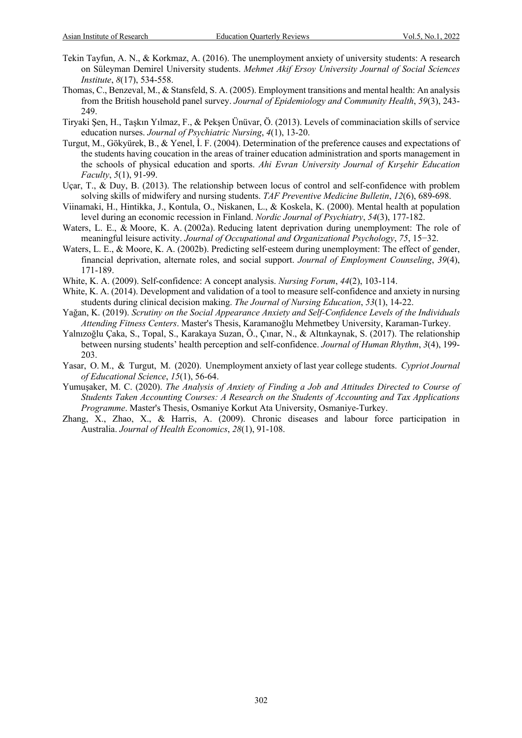Tekin Tayfun, A. N., & Korkmaz, A. (2016). The unemployment anxiety of university students: A research on Süleyman Demirel University students. *Mehmet Akif Ersoy University Journal of Social Sciences Institute*, *8*(17), 534-558.

Thomas, C., Benzeval, M., & Stansfeld, S. A. (2005). Employment transitions and mental health: An analysis from the British household panel survey. *Journal of Epidemiology and Community Health*, *59*(3), 243-249.

Tiryaki Şen, H., Taşkın Yılmaz, F., & Pekşen Ünüvar, Ö. (2013). Levels of comminaciation skills of service education nurses. *Journal of Psychiatric Nursing*, *4*(1), 13-20.

Turgut, M., Gökyürek, B., & Yenel, İ. F. (2004). Determination of the preference causes and expectations of the students having coucation in the areas of trainer education administration and sports management in the schools of physical education and sports. *Ahi Evran University Journal of Kırşehir Education Faculty*, *5*(1), 91-99.

Uçar, T., & Duy, B. (2013). The relationship between locus of control and self-confidence with problem solving skills of midwifery and nursing students. *TAF Preventive Medicine Bulletin*, *12*(6), 689-698.

Viinamaki, H., Hintikka, J., Kontula, O., Niskanen, L., & Koskela, K. (2000). Mental health at population level during an economic recession in Finland. *Nordic Journal of Psychiatry*, *54*(3), 177-182.

Waters, L. E., & Moore, K. A. (2002a). Reducing latent deprivation during unemployment: The role of meaningful leisure activity. *Journal of Occupational and Organizational Psychology*, *75*, 15−32.

Waters, L. E., & Moore, K. A. (2002b). Predicting self-esteem during unemployment: The effect of gender, financial deprivation, alternate roles, and social support. *Journal of Employment Counseling*, *39*(4), 171-189.

White, K. A. (2009). Self-confidence: A concept analysis. *Nursing Forum*, *44*(2), 103-114.

White, K. A. (2014). Development and validation of a tool to measure self-confidence and anxiety in nursing students during clinical decision making. *The Journal of Nursing Education*, *53*(1), 14-22.

Yağan, K. (2019). *Scrutiny on the Social Appearance Anxiety and Self-Confidence Levels of the Individuals Attending Fitness Centers*. Master's Thesis, Karamanoğlu Mehmetbey University, Karaman-Turkey.

Yalnızoğlu Çaka, S., Topal, S., Karakaya Suzan, Ö., Çınar, N., & Altınkaynak, S. (2017). The relationship between nursing students' health perception and self-confidence. *Journal of Human Rhythm*, *3*(4), 199-203.

Yasar, O. M., & Turgut, M. (2020). Unemployment anxiety of last year college students. *Cypriot Journal of Educational Science*, *15*(1), 56-64.

Yumuşaker, M. C. (2020). *The Analysis of Anxiety of Finding a Job and Attitudes Directed to Course of Students Taken Accounting Courses: A Research on the Students of Accounting and Tax Applications Programme*. Master's Thesis, Osmaniye Korkut Ata University, Osmaniye-Turkey.

Zhang, X., Zhao, X., & Harris, A. (2009). Chronic diseases and labour force participation in Australia. *Journal of Health Economics*, *28*(1), 91-108.